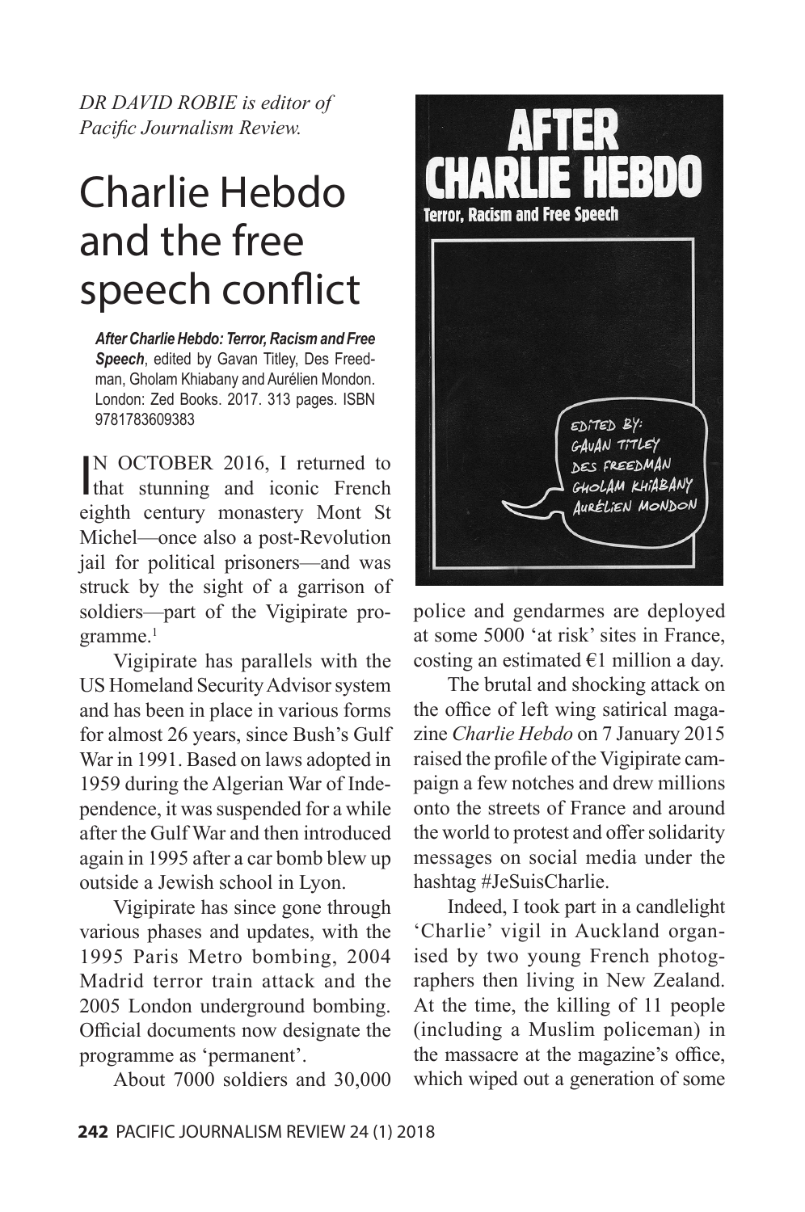*DR DAVID ROBIE is editor of Pacific Journalism Review.*

# Charlie Hebdo and the free speech conflict

***After Charlie Hebdo: Terror, Racism and Free Speech***, edited by Gavan Titley, Des Freedman, Gholam Khiabany and Aurélien Mondon. London: Zed Books. 2017. 313 pages. ISBN 9781783609383

IN OCTOBER 2016, I returned to that stunning and iconic French eighth century monastery Mont St Michel—once also a post-Revolution jail for political prisoners—and was struck by the sight of a garrison of soldiers—part of the Vigipirate programme.[1]

Vigipirate has parallels with the US Homeland Security Advisor system and has been in place in various forms for almost 26 years, since Bush's Gulf War in 1991. Based on laws adopted in 1959 during the Algerian War of Independence, it was suspended for a while after the Gulf War and then introduced again in 1995 after a car bomb blew up outside a Jewish school in Lyon.

Vigipirate has since gone through various phases and updates, with the 1995 Paris Metro bombing, 2004 Madrid terror train attack and the 2005 London underground bombing. Official documents now designate the programme as 'permanent'.

About 7000 soldiers and 30,000 police and gendarmes are deployed at some 5000 'at risk' sites in France, costing an estimated €1 million a day.

The brutal and shocking attack on the office of left wing satirical magazine *Charlie Hebdo* on 7 January 2015 raised the profile of the Vigipirate campaign a few notches and drew millions onto the streets of France and around the world to protest and offer solidarity messages on social media under the hashtag #JeSuisCharlie.

Indeed, I took part in a candlelight 'Charlie' vigil in Auckland organised by two young French photographers then living in New Zealand. At the time, the killing of 11 people (including a Muslim policeman) in the massacre at the magazine's office, which wiped out a generation of some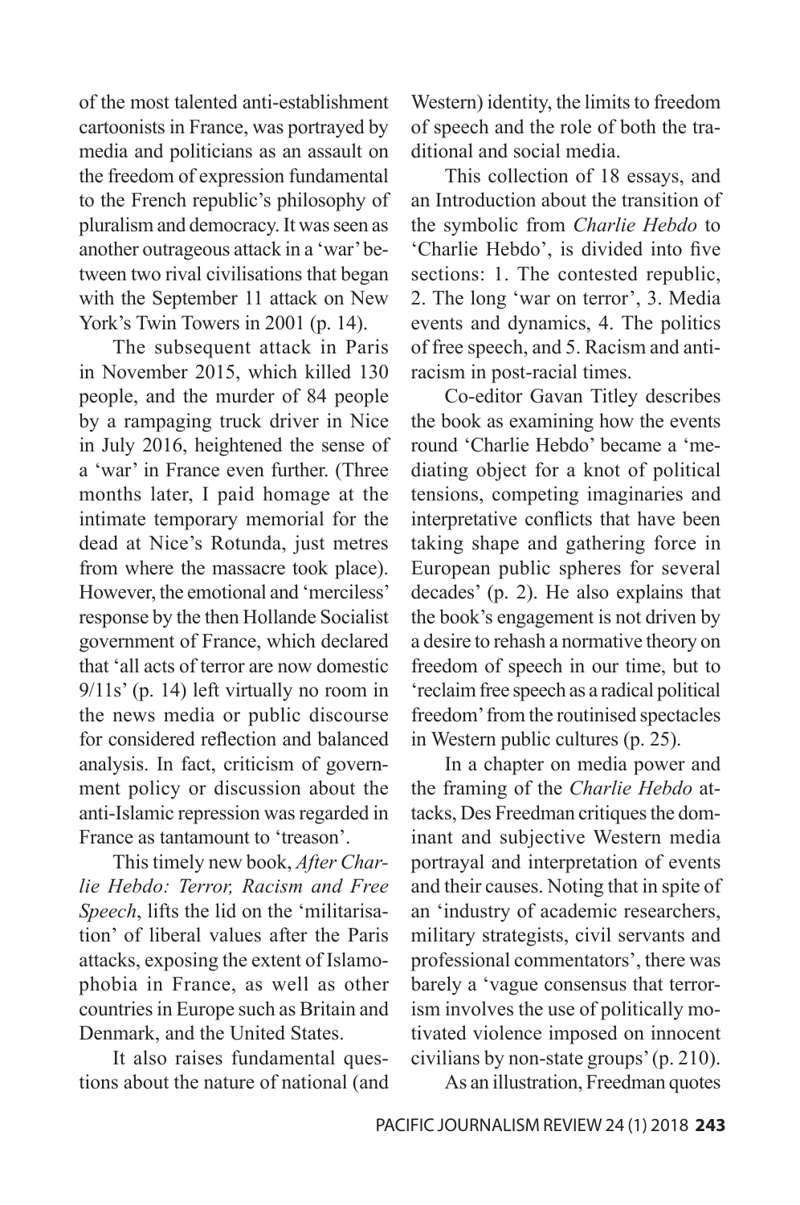of the most talented anti-establishment cartoonists in France, was portrayed by media and politicians as an assault on the freedom of expression fundamental to the French republic's philosophy of pluralism and democracy. It was seen as another outrageous attack in a 'war' between two rival civilisations that began with the September 11 attack on New York's Twin Towers in 2001 (p. 14).

The subsequent attack in Paris in November 2015, which killed 130 people, and the murder of 84 people by a rampaging truck driver in Nice in July 2016, heightened the sense of a 'war' in France even further. (Three months later, I paid homage at the intimate temporary memorial for the dead at Nice's Rotunda, just metres from where the massacre took place). However, the emotional and 'merciless' response by the then Hollande Socialist government of France, which declared that 'all acts of terror are now domestic 9/11s' (p. 14) left virtually no room in the news media or public discourse for considered reflection and balanced analysis. In fact, criticism of government policy or discussion about the anti-Islamic repression was regarded in France as tantamount to 'treason'.

This timely new book, *After Charlie Hebdo: Terror, Racism and Free Speech*, lifts the lid on the 'militarisation' of liberal values after the Paris attacks, exposing the extent of Islamophobia in France, as well as other countries in Europe such as Britain and Denmark, and the United States.

It also raises fundamental questions about the nature of national (and Western) identity, the limits to freedom of speech and the role of both the traditional and social media.

This collection of 18 essays, and an Introduction about the transition of the symbolic from *Charlie Hebdo* to 'Charlie Hebdo', is divided into five sections: 1. The contested republic, 2. The long 'war on terror', 3. Media events and dynamics, 4. The politics of free speech, and 5. Racism and anti-racism in post-racial times.

Co-editor Gavan Titley describes the book as examining how the events round 'Charlie Hebdo' became a 'mediating object for a knot of political tensions, competing imaginaries and interpretative conflicts that have been taking shape and gathering force in European public spheres for several decades' (p. 2). He also explains that the book's engagement is not driven by a desire to rehash a normative theory on freedom of speech in our time, but to 'reclaim free speech as a radical political freedom' from the routinised spectacles in Western public cultures (p. 25).

In a chapter on media power and the framing of the *Charlie Hebdo* attacks, Des Freedman critiques the dominant and subjective Western media portrayal and interpretation of events and their causes. Noting that in spite of an 'industry of academic researchers, military strategists, civil servants and professional commentators', there was barely a 'vague consensus that terrorism involves the use of politically motivated violence imposed on innocent civilians by non-state groups' (p. 210).

As an illustration, Freedman quotes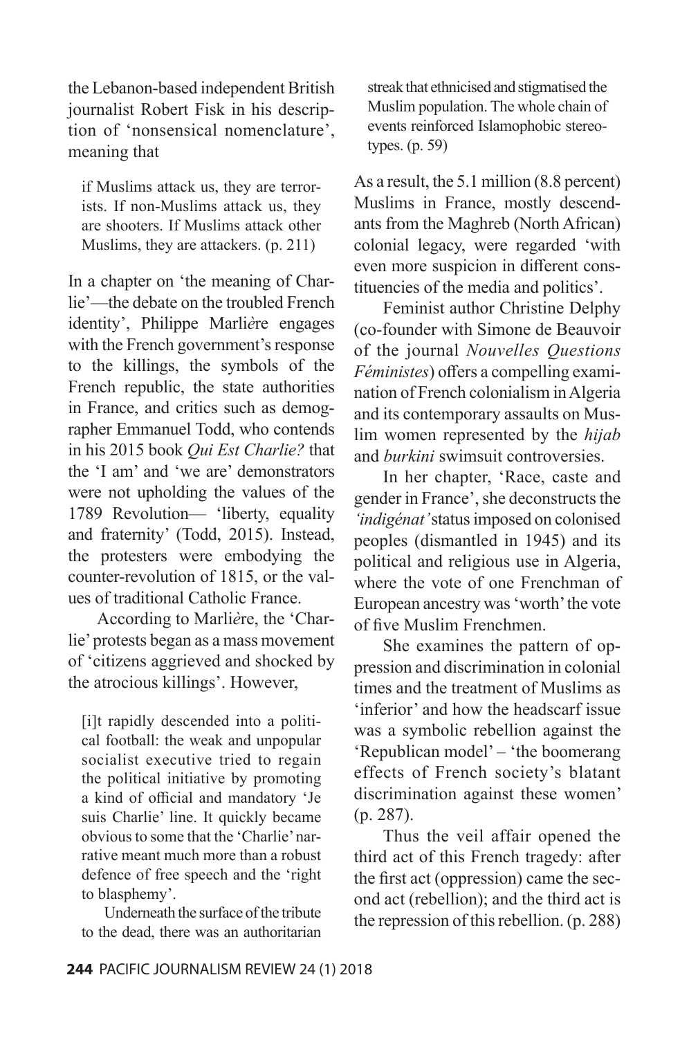the Lebanon-based independent British journalist Robert Fisk in his description of 'nonsensical nomenclature', meaning that

> if Muslims attack us, they are terrorists. If non-Muslims attack us, they are shooters. If Muslims attack other Muslims, they are attackers. (p. 211)

In a chapter on 'the meaning of Charlie'—the debate on the troubled French identity', Philippe Marlière engages with the French government's response to the killings, the symbols of the French republic, the state authorities in France, and critics such as demographer Emmanuel Todd, who contends in his 2015 book *Qui Est Charlie?* that the 'I am' and 'we are' demonstrators were not upholding the values of the 1789 Revolution— 'liberty, equality and fraternity' (Todd, 2015). Instead, the protesters were embodying the counter-revolution of 1815, or the values of traditional Catholic France.

According to Marlière, the 'Charlie' protests began as a mass movement of 'citizens aggrieved and shocked by the atrocious killings'. However,

> [i]t rapidly descended into a political football: the weak and unpopular socialist executive tried to regain the political initiative by promoting a kind of official and mandatory 'Je suis Charlie' line. It quickly became obvious to some that the 'Charlie' narrative meant much more than a robust defence of free speech and the 'right to blasphemy'.
>
> Underneath the surface of the tribute to the dead, there was an authoritarian streak that ethnicised and stigmatised the Muslim population. The whole chain of events reinforced Islamophobic stereotypes. (p. 59)

As a result, the 5.1 million (8.8 percent) Muslims in France, mostly descendants from the Maghreb (North African) colonial legacy, were regarded 'with even more suspicion in different constituencies of the media and politics'.

Feminist author Christine Delphy (co-founder with Simone de Beauvoir of the journal *Nouvelles Questions Féministes*) offers a compelling examination of French colonialism in Algeria and its contemporary assaults on Muslim women represented by the *hijab* and *burkini* swimsuit controversies.

In her chapter, 'Race, caste and gender in France', she deconstructs the *'indigénat'* status imposed on colonised peoples (dismantled in 1945) and its political and religious use in Algeria, where the vote of one Frenchman of European ancestry was 'worth' the vote of five Muslim Frenchmen.

She examines the pattern of oppression and discrimination in colonial times and the treatment of Muslims as 'inferior' and how the headscarf issue was a symbolic rebellion against the 'Republican model' – 'the boomerang effects of French society's blatant discrimination against these women' (p. 287).

> Thus the veil affair opened the third act of this French tragedy: after the first act (oppression) came the second act (rebellion); and the third act is the repression of this rebellion. (p. 288)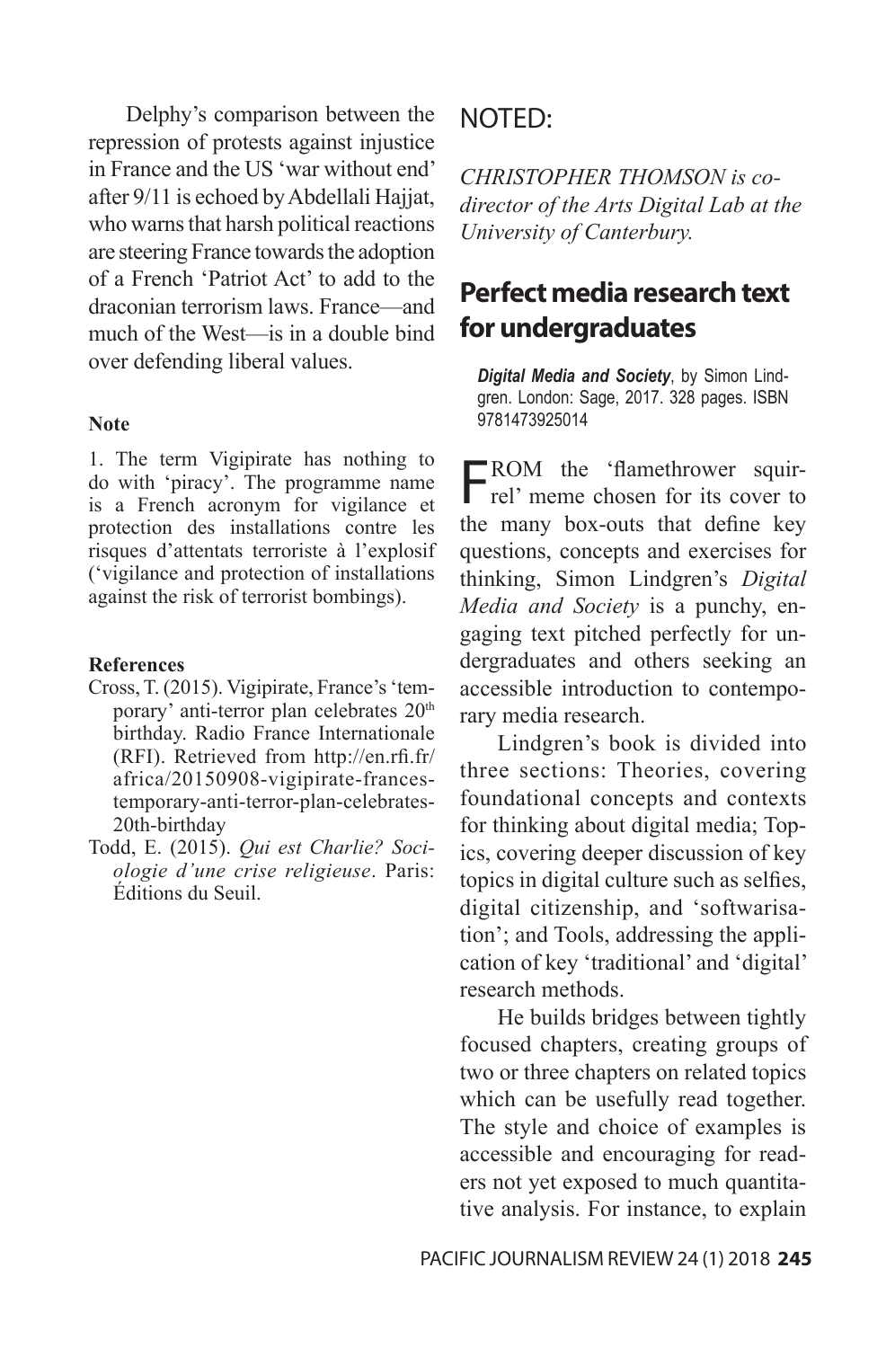Delphy's comparison between the repression of protests against injustice in France and the US 'war without end' after 9/11 is echoed by Abdellali Hajjat, who warns that harsh political reactions are steering France towards the adoption of a French 'Patriot Act' to add to the draconian terrorism laws. France—and much of the West—is in a double bind over defending liberal values.

**Note**

1. The term Vigipirate has nothing to do with 'piracy'. The programme name is a French acronym for vigilance et protection des installations contre les risques d'attentats terroriste à l'explosif ('vigilance and protection of installations against the risk of terrorist bombings).

**References**

Cross, T. (2015). Vigipirate, France's 'temporary' anti-terror plan celebrates 20th birthday. Radio France Internationale (RFI). Retrieved from http://en.rfi.fr/africa/20150908-vigipirate-frances-temporary-anti-terror-plan-celebrates-20th-birthday

Todd, E. (2015). *Qui est Charlie? Sociologie d'une crise religieuse*. Paris: Éditions du Seuil.

# NOTED:

*CHRISTOPHER THOMSON is co-director of the Arts Digital Lab at the University of Canterbury.*

## Perfect media research text for undergraduates

***Digital Media and Society***, by Simon Lindgren. London: Sage, 2017. 328 pages. ISBN 9781473925014

FROM the 'flamethrower squirrel' meme chosen for its cover to the many box-outs that define key questions, concepts and exercises for thinking, Simon Lindgren's *Digital Media and Society* is a punchy, engaging text pitched perfectly for undergraduates and others seeking an accessible introduction to contemporary media research.

Lindgren's book is divided into three sections: Theories, covering foundational concepts and contexts for thinking about digital media; Topics, covering deeper discussion of key topics in digital culture such as selfies, digital citizenship, and 'softwarisation'; and Tools, addressing the application of key 'traditional' and 'digital' research methods.

He builds bridges between tightly focused chapters, creating groups of two or three chapters on related topics which can be usefully read together. The style and choice of examples is accessible and encouraging for readers not yet exposed to much quantitative analysis. For instance, to explain